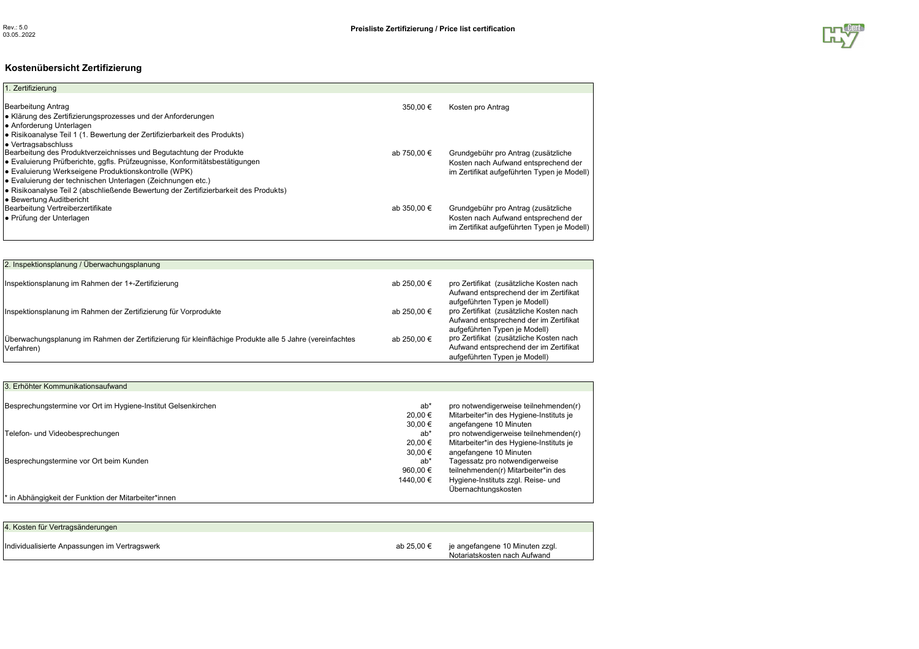Rev.: 5.0
03.05..2022

**Preisliste Zertifizierung / Price list certification**

## Kostenübersicht Zertifizierung

| 1. Zertifizierung | | |
|---|---|---|
| Bearbeitung Antrag<br>● Klärung des Zertifizierungsprozesses und der Anforderungen<br>● Anforderung Unterlagen<br>● Risikoanalyse Teil 1 (1. Bewertung der Zertifizierbarkeit des Produkts)<br>● Vertragsabschluss | 350,00 € | Kosten pro Antrag |
| Bearbeitung des Produktverzeichnisses und Begutachtung der Produkte<br>● Evaluierung Prüfberichte, ggfls. Prüfzeugnisse, Konformitätsbestätigungen<br>● Evaluierung Werkseigene Produktionskontrolle (WPK)<br>● Evaluierung der technischen Unterlagen (Zeichnungen etc.)<br>● Risikoanalyse Teil 2 (abschließende Bewertung der Zertifizierbarkeit des Produkts)<br>● Bewertung Auditbericht | ab 750,00 € | Grundgebühr pro Antrag (zusätzliche Kosten nach Aufwand entsprechend der im Zertifikat aufgeführten Typen je Modell) |
| Bearbeitung Vertreiberzertifikate<br>● Prüfung der Unterlagen | ab 350,00 € | Grundgebühr pro Antrag (zusätzliche Kosten nach Aufwand entsprechend der im Zertifikat aufgeführten Typen je Modell) |

| 2. Inspektionsplanung / Überwachungsplanung | | |
|---|---|---|
| Inspektionsplanung im Rahmen der 1+-Zertifizierung | ab 250,00 € | pro Zertifikat (zusätzliche Kosten nach Aufwand entsprechend der im Zertifikat aufgeführten Typen je Modell) |
| Inspektionsplanung im Rahmen der Zertifizierung für Vorprodukte | ab 250,00 € | pro Zertifikat (zusätzliche Kosten nach Aufwand entsprechend der im Zertifikat aufgeführten Typen je Modell) |
| Überwachungsplanung im Rahmen der Zertifizierung für kleinflächige Produkte alle 5 Jahre (vereinfachtes Verfahren) | ab 250,00 € | pro Zertifikat (zusätzliche Kosten nach Aufwand entsprechend der im Zertifikat aufgeführten Typen je Modell) |

| 3. Erhöhter Kommunikationsaufwand | | |
|---|---|---|
| Besprechungstermine vor Ort im Hygiene-Institut Gelsenkirchen | ab*<br>20,00 €<br>30,00 € | pro notwendigerweise teilnehmenden(r) Mitarbeiter*in des Hygiene-Instituts je angefangene 10 Minuten |
| Telefon- und Videobesprechungen | ab*<br>20,00 €<br>30,00 € | pro notwendigerweise teilnehmenden(r) Mitarbeiter*in des Hygiene-Instituts je angefangene 10 Minuten |
| Besprechungstermine vor Ort beim Kunden | ab*<br>960,00 €<br>1440,00 € | Tagessatz pro notwendigerweise teilnehmenden(r) Mitarbeiter*in des Hygiene-Instituts zzgl. Reise- und Übernachtungskosten |
| * in Abhängigkeit der Funktion der Mitarbeiter*innen | | |

| 4. Kosten für Vertragsänderungen | | |
|---|---|---|
| Individualisierte Anpassungen im Vertragswerk | ab 25,00 € | je angefangene 10 Minuten zzgl. Notariatskosten nach Aufwand |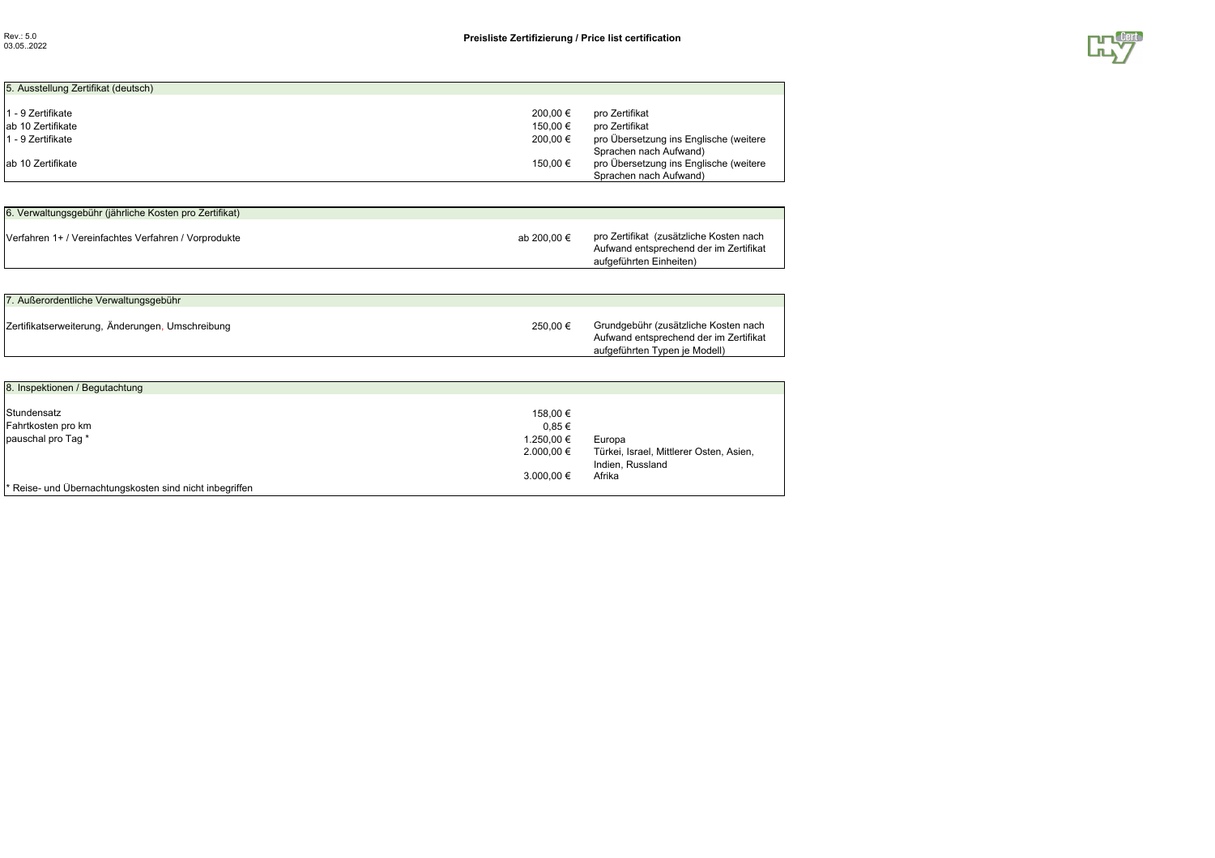| 5. Ausstellung Zertifikat (deutsch) | | |
|---|---|---|
| 1 - 9 Zertifikate | 200,00 € | pro Zertifikat |
| ab 10 Zertifikate | 150,00 € | pro Zertifikat |
| 1 - 9 Zertifikate | 200,00 € | pro Übersetzung ins Englische (weitere Sprachen nach Aufwand) |
| ab 10 Zertifikate | 150,00 € | pro Übersetzung ins Englische (weitere Sprachen nach Aufwand) |

| 6. Verwaltungsgebühr (jährliche Kosten pro Zertifikat) | | |
|---|---|---|
| Verfahren 1+ / Vereinfachtes Verfahren / Vorprodukte | ab 200,00 € | pro Zertifikat (zusätzliche Kosten nach Aufwand entsprechend der im Zertifikat aufgeführten Einheiten) |

| 7. Außerordentliche Verwaltungsgebühr | | |
|---|---|---|
| Zertifikatserweiterung, Änderungen, Umschreibung | 250,00 € | Grundgebühr (zusätzliche Kosten nach Aufwand entsprechend der im Zertifikat aufgeführten Typen je Modell) |

| 8. Inspektionen / Begutachtung | | |
|---|---|---|
| Stundensatz | 158,00 € | |
| Fahrtkosten pro km | 0,85 € | |
| pauschal pro Tag * | 1.250,00 € | Europa |
| | 2.000,00 € | Türkei, Israel, Mittlerer Osten, Asien, Indien, Russland |
| | 3.000,00 € | Afrika |
| * Reise- und Übernachtungskosten sind nicht inbegriffen | | |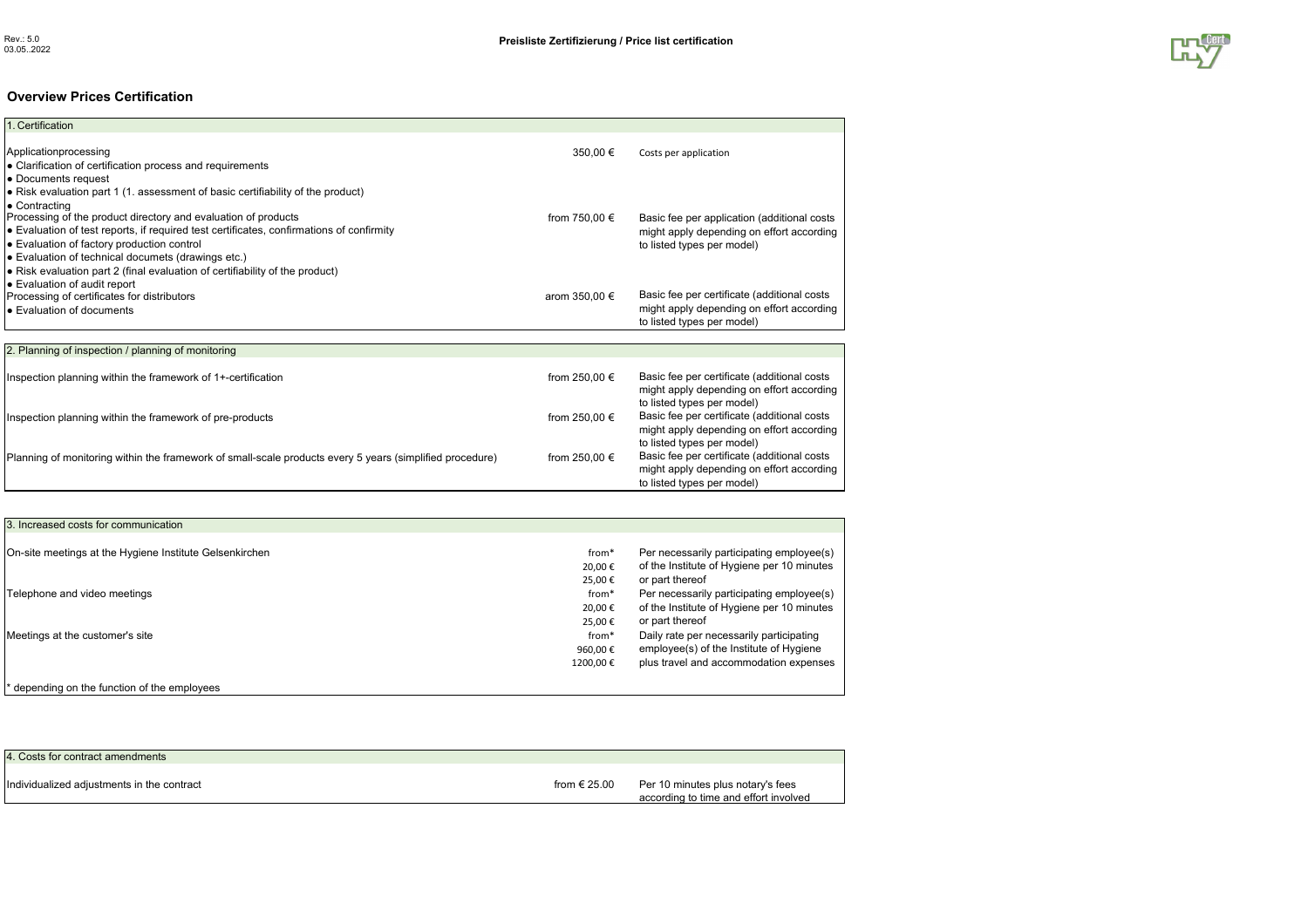## Overview Prices Certification

| 1. Certification | | |
|---|---|---|
| Applicationprocessing<br>• Clarification of certification process and requirements<br>• Documents request<br>• Risk evaluation part 1 (1. assessment of basic certifiability of the product)<br>• Contracting | 350,00 € | Costs per application |
| Processing of the product directory and evaluation of products<br>• Evaluation of test reports, if required test certificates, confirmations of confirmity<br>• Evaluation of factory production control<br>• Evaluation of technical documets (drawings etc.)<br>• Risk evaluation part 2 (final evaluation of certifiability of the product)<br>• Evaluation of audit report | from 750,00 € | Basic fee per application (additional costs might apply depending on effort according to listed types per model) |
| Processing of certificates for distributors<br>• Evaluation of documents | arom 350,00 € | Basic fee per certificate (additional costs might apply depending on effort according to listed types per model) |

| 2. Planning of inspection / planning of monitoring | | |
|---|---|---|
| Inspection planning within the framework of 1+-certification | from 250,00 € | Basic fee per certificate (additional costs might apply depending on effort according to listed types per model) |
| Inspection planning within the framework of pre-products | from 250,00 € | Basic fee per certificate (additional costs might apply depending on effort according to listed types per model) |
| Planning of monitoring within the framework of small-scale products every 5 years (simplified procedure) | from 250,00 € | Basic fee per certificate (additional costs might apply depending on effort according to listed types per model) |

| 3. Increased costs for communication | | |
|---|---|---|
| On-site meetings at the Hygiene Institute Gelsenkirchen | from*<br>20,00 €<br>25,00 € | Per necessarily participating employee(s) of the Institute of Hygiene per 10 minutes or part thereof |
| Telephone and video meetings | from*<br>20,00 €<br>25,00 € | Per necessarily participating employee(s) of the Institute of Hygiene per 10 minutes or part thereof |
| Meetings at the customer's site | from*<br>960,00 €<br>1200,00 € | Daily rate per necessarily participating employee(s) of the Institute of Hygiene plus travel and accommodation expenses |
| * depending on the function of the employees | | |

| 4. Costs for contract amendments | | |
|---|---|---|
| Individualized adjustments in the contract | from € 25.00 | Per 10 minutes plus notary's fees according to time and effort involved |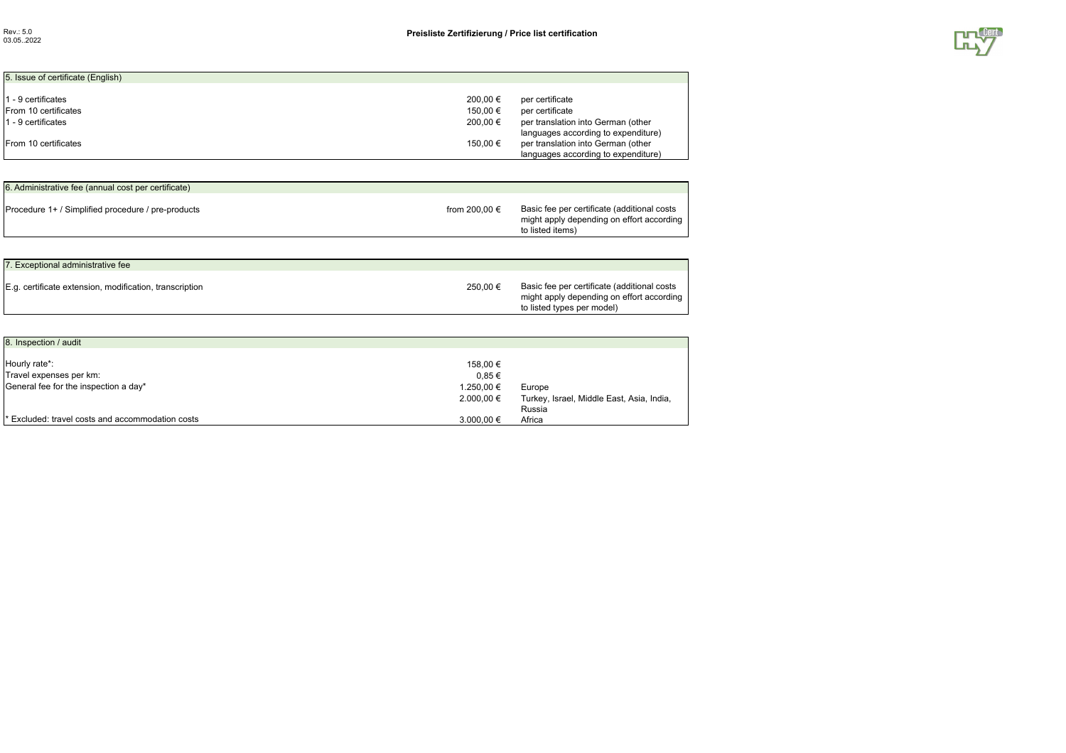| 5. Issue of certificate (English) | | |
|---|---|---|
| 1 - 9 certificates | 200,00 € | per certificate |
| From 10 certificates | 150,00 € | per certificate |
| 1 - 9 certificates | 200,00 € | per translation into German (other languages according to expenditure) |
| From 10 certificates | 150,00 € | per translation into German (other languages according to expenditure) |

| 6. Administrative fee (annual cost per certificate) | | |
|---|---|---|
| Procedure 1+ / Simplified procedure / pre-products | from 200,00 € | Basic fee per certificate (additional costs might apply depending on effort according to listed items) |

| 7. Exceptional administrative fee | | |
|---|---|---|
| E.g. certificate extension, modification, transcription | 250,00 € | Basic fee per certificate (additional costs might apply depending on effort according to listed types per model) |

| 8. Inspection / audit | | |
|---|---|---|
| Hourly rate*: | 158,00 € | |
| Travel expenses per km: | 0,85 € | |
| General fee for the inspection a day* | 1.250,00 € | Europe |
| | 2.000,00 € | Turkey, Israel, Middle East, Asia, India, Russia |
| * Excluded: travel costs and accommodation costs | 3.000,00 € | Africa |